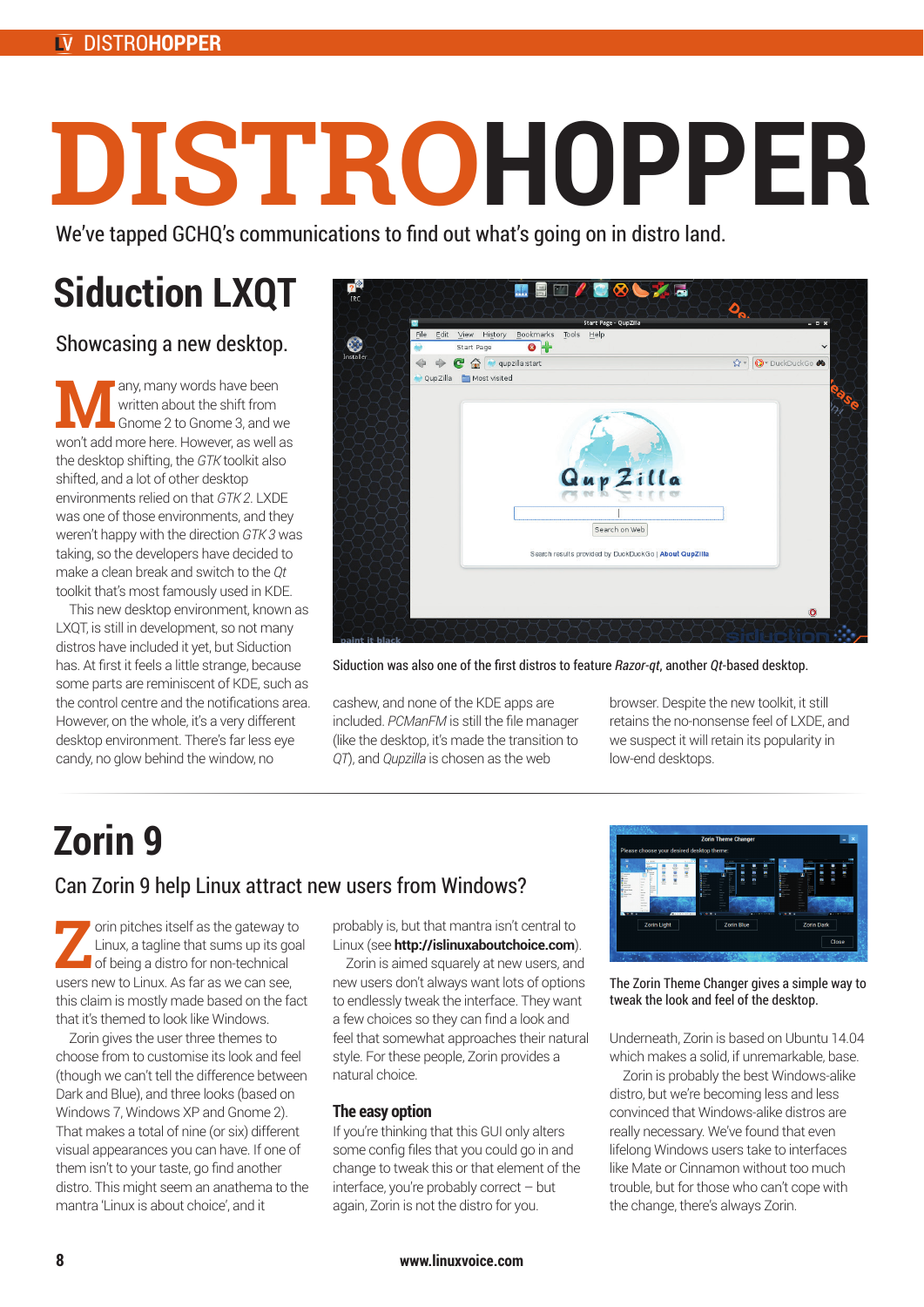# DISTROHOPPER

We've tapped GCHQ's communications to find out what's going on in distro land.

## Siduction LXQT

### Showcasing a new desktop.

Many, many words have been written about the shift from Gnome 2 to Gnome 3, and we won't add more here. However, as well as the desktop shifting, the *GTK* toolkit also shifted, and a lot of other desktop environments relied on that *GTK 2*. LXDE was one of those environments, and they weren't happy with the direction *GTK 3* was taking, so the developers have decided to make a clean break and switch to the *Qt* toolkit that's most famously used in KDE.

This new desktop environment, known as LXQT, is still in development, so not many distros have included it yet, but Siduction has. At first it feels a little strange, because some parts are reminiscent of KDE, such as the control centre and the notifications area. However, on the whole, it's a very different desktop environment. There's far less eye candy, no glow behind the window, no cashew, and none of the KDE apps are included. *PCManFM* is still the file manager (like the desktop, it's made the transition to *QT*), and *Qupzilla* is chosen as the web browser. Despite the new toolkit, it still retains the no-nonsense feel of LXDE, and we suspect it will retain its popularity in low-end desktops.

Siduction was also one of the first distros to feature *Razor-qt*, another *Qt*-based desktop.

## Zorin 9

### Can Zorin 9 help Linux attract new users from Windows?

Zorin pitches itself as the gateway to Linux, a tagline that sums up its goal of being a distro for non-technical users new to Linux. As far as we can see, this claim is mostly made based on the fact that it's themed to look like Windows.

Zorin gives the user three themes to choose from to customise its look and feel (though we can't tell the difference between Dark and Blue), and three looks (based on Windows 7, Windows XP and Gnome 2). That makes a total of nine (or six) different visual appearances you can have. If one of them isn't to your taste, go find another distro. This might seem an anathema to the mantra 'Linux is about choice', and it probably is, but that mantra isn't central to Linux (see **http://islinuxaboutchoice.com**).

Zorin is aimed squarely at new users, and new users don't always want lots of options to endlessly tweak the interface. They want a few choices so they can find a look and feel that somewhat approaches their natural style. For these people, Zorin provides a natural choice.

### The easy option

If you're thinking that this GUI only alters some config files that you could go in and change to tweak this or that element of the interface, you're probably correct – but again, Zorin is not the distro for you.

The Zorin Theme Changer gives a simple way to tweak the look and feel of the desktop.

Underneath, Zorin is based on Ubuntu 14.04 which makes a solid, if unremarkable, base.

Zorin is probably the best Windows-alike distro, but we're becoming less and less convinced that Windows-alike distros are really necessary. We've found that even lifelong Windows users take to interfaces like Mate or Cinnamon without too much trouble, but for those who can't cope with the change, there's always Zorin.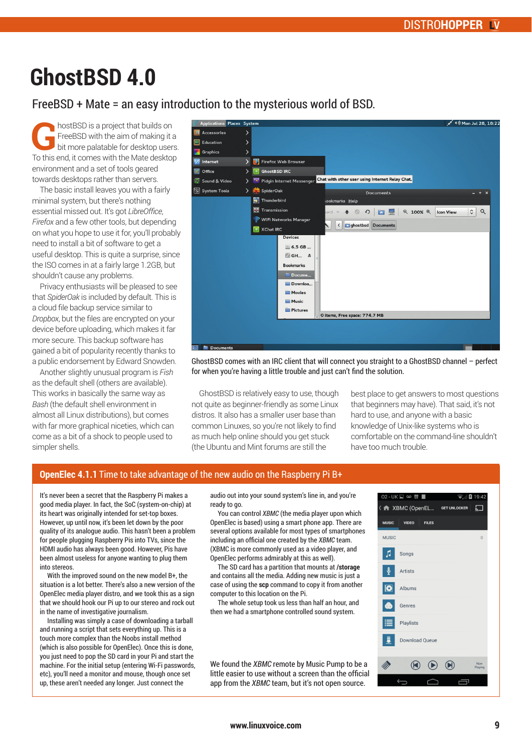# GhostBSD 4.0

## FreeBSD + Mate = an easy introduction to the mysterious world of BSD.

GhostBSD is a project that builds on FreeBSD with the aim of making it a bit more palatable for desktop users. To this end, it comes with the Mate desktop environment and a set of tools geared towards desktops rather than servers.

The basic install leaves you with a fairly minimal system, but there's nothing essential missed out. It's got *LibreOffice*, *Firefox* and a few other tools, but depending on what you hope to use it for, you'll probably need to install a bit of software to get a useful desktop. This is quite a surprise, since the ISO comes in at a fairly large 1.2GB, but shouldn't cause any problems.

Privacy enthusiasts will be pleased to see that *SpiderOak* is included by default. This is a cloud file backup service similar to *Dropbox*, but the files are encrypted on your device before uploading, which makes it far more secure. This backup software has gained a bit of popularity recently thanks to a public endorsement by Edward Snowden.

Another slightly unusual program is *Fish* as the default shell (others are available). This works in basically the same way as *Bash* (the default shell environment in almost all Linux distributions), but comes with far more graphical niceties, which can come as a bit of a shock to people used to simpler shells.

GhostBSD comes with an IRC client that will connect you straight to a GhostBSD channel – perfect for when you're having a little trouble and just can't find the solution.

GhostBSD is relatively easy to use, though not quite as beginner-friendly as some Linux distros. It also has a smaller user base than common Linuxes, so you're not likely to find as much help online should you get stuck (the Ubuntu and Mint forums are still the best place to get answers to most questions that beginners may have). That said, it's not hard to use, and anyone with a basic knowledge of Unix-like systems who is comfortable on the command-line shouldn't have too much trouble.

## OpenElec 4.1.1 Time to take advantage of the new audio on the Raspberry Pi B+

It's never been a secret that the Raspberry Pi makes a good media player. In fact, the SoC (system-on-chip) at its heart was originally intended for set-top boxes. However, up until now, it's been let down by the poor quality of its analogue audio. This hasn't been a problem for people plugging Raspberry Pis into TVs, since the HDMI audio has always been good. However, Pis have been almost useless for anyone wanting to plug them into stereos.

With the improved sound on the new model B+, the situation is a lot better. There's also a new version of the OpenElec media player distro, and we took this as a sign that we should hook our Pi up to our stereo and rock out in the name of investigative journalism.

Installing was simply a case of downloading a tarball and running a script that sets everything up. This is a touch more complex than the Noobs install method (which is also possible for OpenElec). Once this is done, you just need to pop the SD card in your Pi and start the machine. For the initial setup (entering Wi-Fi passwords, etc), you'll need a monitor and mouse, though once set up, these aren't needed any longer. Just connect the audio out into your sound system's line in, and you're ready to go.

You can control *XBMC* (the media player upon which OpenElec is based) using a smart phone app. There are several options available for most types of smartphones including an official one created by the *XBMC* team. (XBMC is more commonly used as a video player, and OpenElec performs admirably at this as well).

The SD card has a partition that mounts at **/storage** and contains all the media. Adding new music is just a case of using the **scp** command to copy it from another computer to this location on the Pi.

The whole setup took us less than half an hour, and then we had a smartphone controlled sound system.

We found the *XBMC* remote by Music Pump to be a little easier to use without a screen than the official app from the *XBMC* team, but it's not open source.